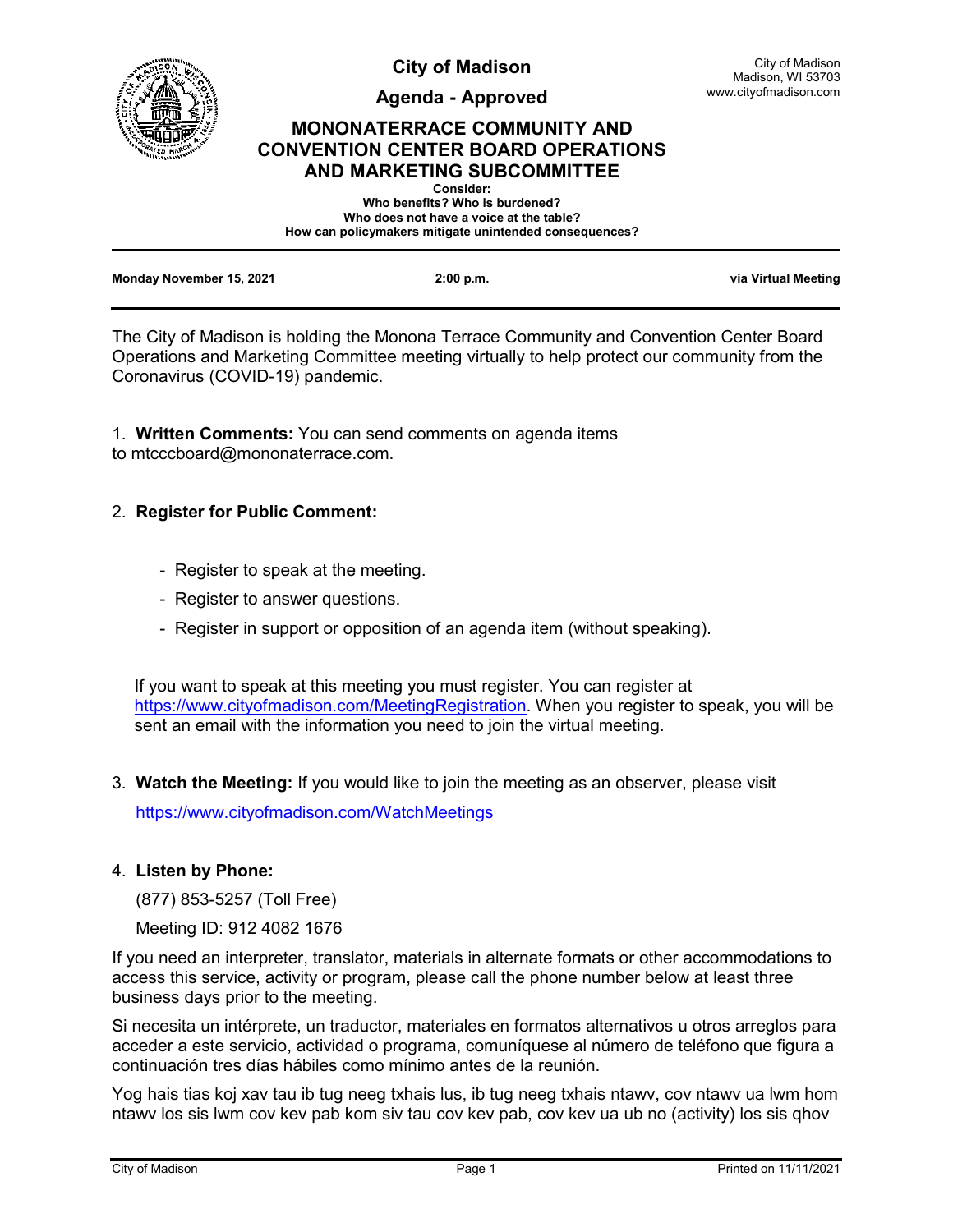# City of Madison

City of Madison
Madison, WI 53703
www.cityofmadison.com

## Agenda - Approved

## MONONATERRACE COMMUNITY AND CONVENTION CENTER BOARD OPERATIONS AND MARKETING SUBCOMMITTEE

**Consider:**
**Who benefits? Who is burdened?**
**Who does not have a voice at the table?**
**How can policymakers mitigate unintended consequences?**

---

**Monday November 15, 2021** | **2:00 p.m.** | **via Virtual Meeting**

---

The City of Madison is holding the Monona Terrace Community and Convention Center Board Operations and Marketing Committee meeting virtually to help protect our community from the Coronavirus (COVID-19) pandemic.

1. **Written Comments:** You can send comments on agenda items to mtcccboard@mononaterrace.com.

2. **Register for Public Comment:**

   - Register to speak at the meeting.
   - Register to answer questions.
   - Register in support or opposition of an agenda item (without speaking).

   If you want to speak at this meeting you must register. You can register at https://www.cityofmadison.com/MeetingRegistration. When you register to speak, you will be sent an email with the information you need to join the virtual meeting.

3. **Watch the Meeting:** If you would like to join the meeting as an observer, please visit

   https://www.cityofmadison.com/WatchMeetings

4. **Listen by Phone:**

   (877) 853-5257 (Toll Free)

   Meeting ID: 912 4082 1676

If you need an interpreter, translator, materials in alternate formats or other accommodations to access this service, activity or program, please call the phone number below at least three business days prior to the meeting.

Si necesita un intérprete, un traductor, materiales en formatos alternativos u otros arreglos para acceder a este servicio, actividad o programa, comuníquese al número de teléfono que figura a continuación tres días hábiles como mínimo antes de la reunión.

Yog hais tias koj xav tau ib tug neeg txhais lus, ib tug neeg txhais ntawv, cov ntawv ua lwm hom ntawv los sis lwm cov kev pab kom siv tau cov kev pab, cov kev ua ub no (activity) los sis qhov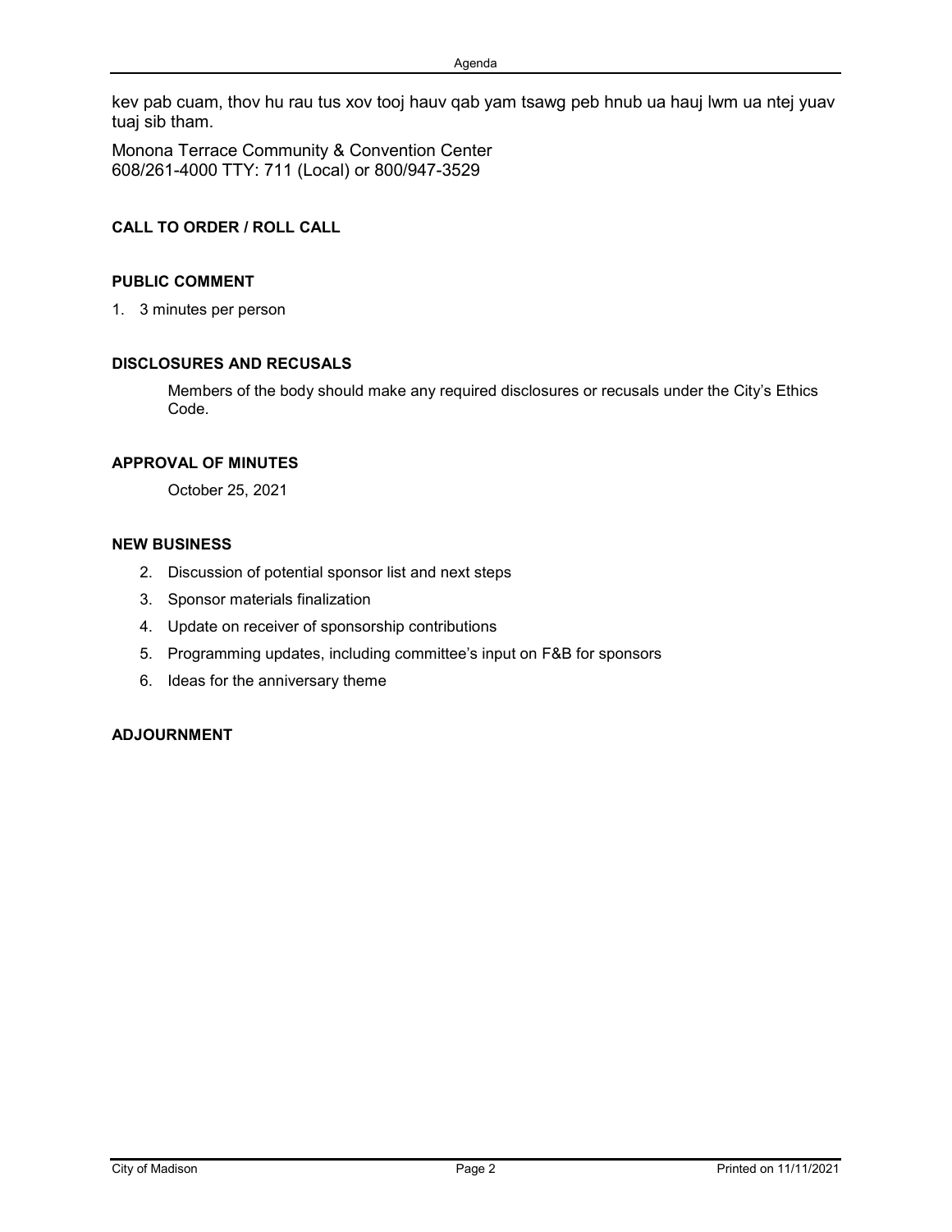kev pab cuam, thov hu rau tus xov tooj hauv qab yam tsawg peb hnub ua hauj lwm ua ntej yuav tuaj sib tham.

Monona Terrace Community & Convention Center
608/261-4000 TTY: 711 (Local) or 800/947-3529

**CALL TO ORDER / ROLL CALL**

**PUBLIC COMMENT**

1. 3 minutes per person

**DISCLOSURES AND RECUSALS**

Members of the body should make any required disclosures or recusals under the City's Ethics Code.

**APPROVAL OF MINUTES**

October 25, 2021

**NEW BUSINESS**

2. Discussion of potential sponsor list and next steps
3. Sponsor materials finalization
4. Update on receiver of sponsorship contributions
5. Programming updates, including committee's input on F&B for sponsors
6. Ideas for the anniversary theme

**ADJOURNMENT**